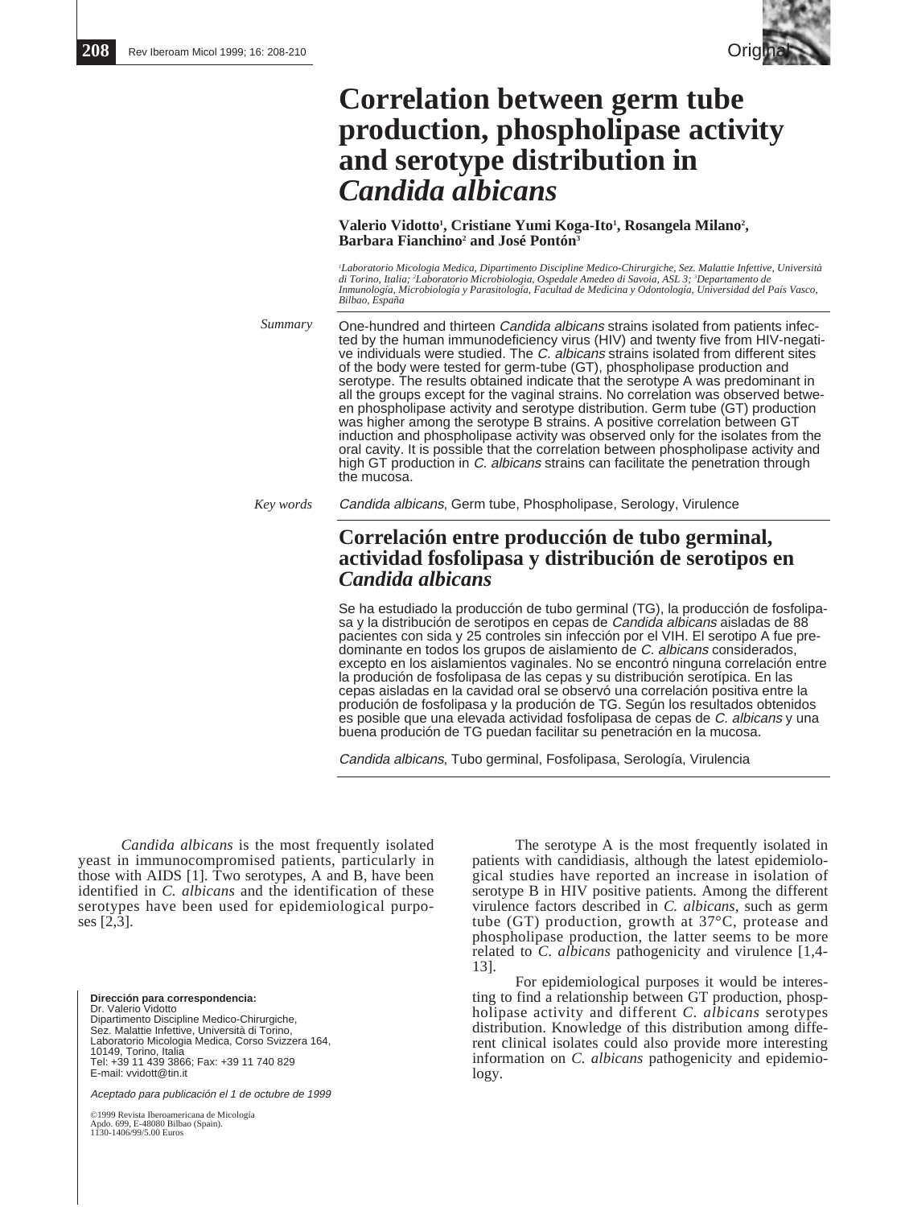Original

# Correlation between germ tube production, phospholipase activity and serotype distribution in *Candida albicans*

**Valerio Vidotto[1], Cristiane Yumi Koga-Ito[1], Rosangela Milano[2], Barbara Fianchino[2] and José Pontón[3]**

*[1]Laboratorio Micologia Medica, Dipartimento Discipline Medico-Chirurgiche, Sez. Malattie Infettive, Università di Torino, Italia; [2]Laboratorio Microbiologia, Ospedale Amedeo di Savoia, ASL 3; [3]Departamento de Inmunología, Microbiología y Parasitología, Facultad de Medicina y Odontología, Universidad del País Vasco, Bilbao, España*

*Summary*

One-hundred and thirteen *Candida albicans* strains isolated from patients infected by the human immunodeficiency virus (HIV) and twenty five from HIV-negative individuals were studied. The *C. albicans* strains isolated from different sites of the body were tested for germ-tube (GT), phospholipase production and serotype. The results obtained indicate that the serotype A was predominant in all the groups except for the vaginal strains. No correlation was observed between phospholipase activity and serotype distribution. Germ tube (GT) production was higher among the serotype B strains. A positive correlation between GT induction and phospholipase activity was observed only for the isolates from the oral cavity. It is possible that the correlation between phospholipase activity and high GT production in *C. albicans* strains can facilitate the penetration through the mucosa.

*Key words*

*Candida albicans*, Germ tube, Phospholipase, Serology, Virulence

## Correlación entre producción de tubo germinal, actividad fosfolipasa y distribución de serotipos en *Candida albicans*

Se ha estudiado la producción de tubo germinal (TG), la producción de fosfolipasa y la distribución de serotipos en cepas de *Candida albicans* aisladas de 88 pacientes con sida y 25 controles sin infección por el VIH. El serotipo A fue predominante en todos los grupos de aislamiento de *C. albicans* considerados, excepto en los aislamientos vaginales. No se encontró ninguna correlación entre la produción de fosfolipasa de las cepas y su distribución serotípica. En las cepas aisladas en la cavidad oral se observó una correlación positiva entre la produción de fosfolipasa y la produción de TG. Según los resultados obtenidos es posible que una elevada actividad fosfolipasa de cepas de *C. albicans* y una buena produción de TG puedan facilitar su penetración en la mucosa.

*Candida albicans*, Tubo germinal, Fosfolipasa, Serología, Virulencia

*Candida albicans* is the most frequently isolated yeast in immunocompromised patients, particularly in those with AIDS [1]. Two serotypes, A and B, have been identified in *C. albicans* and the identification of these serotypes have been used for epidemiological purposes [2,3].

The serotype A is the most frequently isolated in patients with candidiasis, although the latest epidemiological studies have reported an increase in isolation of serotype B in HIV positive patients. Among the different virulence factors described in *C. albicans*, such as germ tube (GT) production, growth at 37°C, protease and phospholipase production, the latter seems to be more related to *C. albicans* pathogenicity and virulence [1,4-13].

For epidemiological purposes it would be interesting to find a relationship between GT production, phospholipase activity and different *C. albicans* serotypes distribution. Knowledge of this distribution among different clinical isolates could also provide more interesting information on *C. albicans* pathogenicity and epidemiology.

**Dirección para correspondencia:**
Dr. Valerio Vidotto
Dipartimento Discipline Medico-Chirurgiche,
Sez. Malattie Infettive, Università di Torino,
Laboratorio Micologia Medica, Corso Svizzera 164,
10149, Torino, Italia
Tel: +39 11 439 3866; Fax: +39 11 740 829
E-mail: vvidott@tin.it

*Aceptado para publicación el 1 de octubre de 1999*

©1999 Revista Iberoamericana de Micología
Apdo. 699, E-48080 Bilbao (Spain).
1130-1406/99/5.00 Euros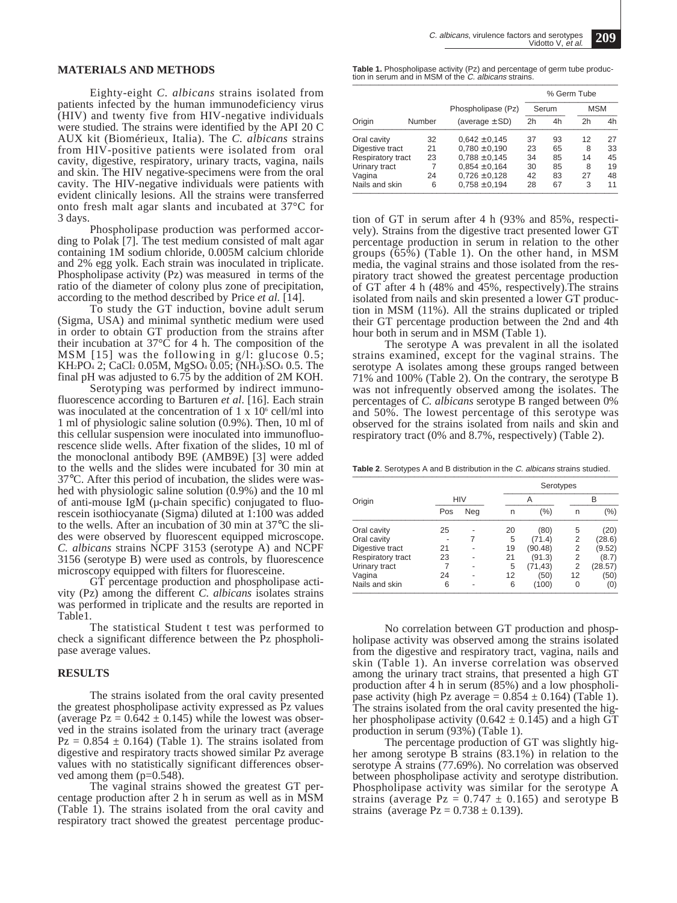## MATERIALS AND METHODS

Eighty-eight *C. albicans* strains isolated from patients infected by the human immunodeficiency virus (HIV) and twenty five from HIV-negative individuals were studied. The strains were identified by the API 20 C AUX kit (Biomérieux, Italia). The *C. albicans* strains from HIV-positive patients were isolated from oral cavity, digestive, respiratory, urinary tracts, vagina, nails and skin. The HIV negative-specimens were from the oral cavity. The HIV-negative individuals were patients with evident clinically lesions. All the strains were transferred onto fresh malt agar slants and incubated at 37°C for 3 days.

Phospholipase production was performed according to Polak [7]. The test medium consisted of malt agar containing 1M sodium chloride, 0.005M calcium chloride and 2% egg yolk. Each strain was inoculated in triplicate. Phospholipase activity (Pz) was measured in terms of the ratio of the diameter of colony plus zone of precipitation, according to the method described by Price *et al.* [14].

To study the GT induction, bovine adult serum (Sigma, USA) and minimal synthetic medium were used in order to obtain GT production from the strains after their incubation at 37°C for 4 h. The composition of the MSM [15] was the following in g/l: glucose 0.5; $KH_2PO_4$ 2; $CaCl_2$ 0.05M, $MgSO_4$ 0.05; $(NH_4)_2SO_4$ 0.5. The final pH was adjusted to 6.75 by the addition of 2M KOH.

Serotyping was performed by indirect immunofluorescence according to Barturen *et al*. [16]. Each strain was inoculated at the concentration of $1 \times 10^6$ cell/ml into 1 ml of physiologic saline solution (0.9%). Then, 10 ml of this cellular suspension were inoculated into immunofluorescence slide wells. After fixation of the slides, 10 ml of the monoclonal antibody B9E (AMB9E) [3] were added to the wells and the slides were incubated for 30 min at 37°C. After this period of incubation, the slides were washed with physiologic saline solution (0.9%) and the 10 ml of anti-mouse IgM (µ-chain specific) conjugated to fluorescein isothiocyanate (Sigma) diluted at 1:100 was added to the wells. After an incubation of 30 min at 37°C the slides were observed by fluorescent equipped microscope. *C. albicans* strains NCPF 3153 (serotype A) and NCPF 3156 (serotype B) were used as controls, by fluorescence microscopy equipped with filters for fluoresceine.

GT percentage production and phospholipase activity (Pz) among the different *C. albicans* isolates strains was performed in triplicate and the results are reported in Table1.

The statistical Student t test was performed to check a significant difference between the Pz phospholipase average values.

## RESULTS

The strains isolated from the oral cavity presented the greatest phospholipase activity expressed as Pz values (average Pz = 0.642 ± 0.145) while the lowest was observed in the strains isolated from the urinary tract (average Pz = 0.854 ± 0.164) (Table 1). The strains isolated from digestive and respiratory tracts showed similar Pz average values with no statistically significant differences observed among them (p=0.548).

The vaginal strains showed the greatest GT percentage production after 2 h in serum as well as in MSM (Table 1). The strains isolated from the oral cavity and respiratory tract showed the greatest percentage production of GT in serum after 4 h (93% and 85%, respectively). Strains from the digestive tract presented lower GT percentage production in serum in relation to the other groups (65%) (Table 1). On the other hand, in MSM media, the vaginal strains and those isolated from the respiratory tract showed the greatest percentage production of GT after 4 h (48% and 45%, respectively).The strains isolated from nails and skin presented a lower GT production in MSM (11%). All the strains duplicated or tripled their GT percentage production between the 2nd and 4th hour both in serum and in MSM (Table 1).

**Table 1.** Phospholipase activity (Pz) and percentage of germ tube production in serum and in MSM of the *C. albicans* strains.

| Origin | Number | Phospholipase (Pz) (average ±SD) | % Germ Tube Serum 2h | Serum 4h | MSM 2h | MSM 4h |
|---|---|---|---|---|---|---|
| Oral cavity | 32 | 0,642 ±0,145 | 37 | 93 | 12 | 27 |
| Digestive tract | 21 | 0,780 ±0,190 | 23 | 65 | 8 | 33 |
| Respiratory tract | 23 | 0,788 ±0,145 | 34 | 85 | 14 | 45 |
| Urinary tract | 7 | 0,854 ±0,164 | 30 | 85 | 8 | 19 |
| Vagina | 24 | 0,726 ±0,128 | 42 | 83 | 27 | 48 |
| Nails and skin | 6 | 0,758 ±0,194 | 28 | 67 | 3 | 11 |

The serotype A was prevalent in all the isolated strains examined, except for the vaginal strains. The serotype A isolates among these groups ranged between 71% and 100% (Table 2). On the contrary, the serotype B was not infrequently observed among the isolates. The percentages of *C. albicans* serotype B ranged between 0% and 50%. The lowest percentage of this serotype was observed for the strains isolated from nails and skin and respiratory tract (0% and 8.7%, respectively) (Table 2).

**Table 2**. Serotypes A and B distribution in the *C. albicans* strains studied.

| Origin | HIV Pos | HIV Neg | Serotype A n | A (%) | Serotype B n | B (%) |
|---|---|---|---|---|---|---|
| Oral cavity | 25 | - | 20 | (80) | 5 | (20) |
| Oral cavity | - | 7 | 5 | (71.4) | 2 | (28.6) |
| Digestive tract | 21 | - | 19 | (90.48) | 2 | (9.52) |
| Respiratory tract | 23 | - | 21 | (91.3) | 2 | (8.7) |
| Urinary tract | 7 | - | 5 | (71,43) | 2 | (28.57) |
| Vagina | 24 | - | 12 | (50) | 12 | (50) |
| Nails and skin | 6 | - | 6 | (100) | 0 | (0) |

No correlation between GT production and phospholipase activity was observed among the strains isolated from the digestive and respiratory tract, vagina, nails and skin (Table 1). An inverse correlation was observed among the urinary tract strains, that presented a high GT production after 4 h in serum (85%) and a low phospholipase activity (high Pz average = 0.854 ± 0.164) (Table 1). The strains isolated from the oral cavity presented the higher phospholipase activity (0.642 ± 0.145) and a high GT production in serum (93%) (Table 1).

The percentage production of GT was slightly higher among serotype B strains (83.1%) in relation to the serotype A strains (77.69%). No correlation was observed between phospholipase activity and serotype distribution. Phospholipase activity was similar for the serotype A strains (average Pz = 0.747 ± 0.165) and serotype B strains (average Pz = 0.738 ± 0.139).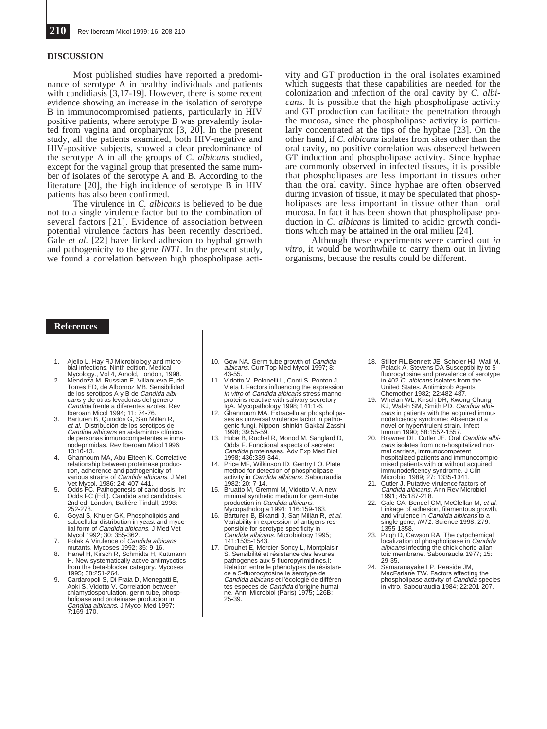## DISCUSSION

Most published studies have reported a predominance of serotype A in healthy individuals and patients with candidiasis [3,17-19]. However, there is some recent evidence showing an increase in the isolation of serotype B in immunocompromised patients, particularly in HIV positive patients, where serotype B was prevalently isolated from vagina and oropharynx [3, 20]. In the present study, all the patients examined, both HIV-negative and HIV-positive subjects, showed a clear predominance of the serotype A in all the groups of *C. albicans* studied, except for the vaginal group that presented the same number of isolates of the serotype A and B. According to the literature [20], the high incidence of serotype B in HIV patients has also been confirmed.

The virulence in *C. albicans* is believed to be due not to a single virulence factor but to the combination of several factors [21]. Evidence of association between potential virulence factors has been recently described. Gale *et al.* [22] have linked adhesion to hyphal growth and pathogenicity to the gene *INT1*. In the present study, we found a correlation between high phospholipase activity and GT production in the oral isolates examined which suggests that these capabilities are needed for the colonization and infection of the oral cavity by *C. albicans*. It is possible that the high phospholipase activity and GT production can facilitate the penetration through the mucosa, since the phospholipase activity is particularly concentrated at the tips of the hyphae [23]. On the other hand, if *C. albicans* isolates from sites other than the oral cavity, no positive correlation was observed between GT induction and phospholipase activity. Since hyphae are commonly observed in infected tissues, it is possible that phospholipases are less important in tissues other than the oral cavity. Since hyphae are often observed during invasion of tissue, it may be speculated that phospholipases are less important in tissue other than oral mucosa. In fact it has been shown that phospholipase production in *C. albicans* is limited to acidic growth conditions which may be attained in the oral milieu [24].

Although these experiments were carried out *in vitro*, it would be worthwhile to carry them out in living organisms, because the results could be different.

## References

1. Ajello L, Hay RJ Microbiology and microbial infections. Ninth edition. Medical Mycology., Vol 4, Arnold, London, 1998.
2. Mendoza M, Russian E, Villanueva E, de Torres ED, de Albornoz MB. Sensibilidad de los serotipos A y B de *Candida albicans* y de otras levaduras del genero *Candida* frente a diferentes azoles. Rev Iberoam Micol 1994; 11: 74-76.
3. Barturen B, Quindós G, San Millán R, *et al.* Distribución de los serotipos de *Candida albicans* en aislamintos clínicos de personas inmunocompetentes e inmunodeprimidas. Rev Iberoam Micol 1996; 13:10-13.
4. Ghannoum MA, Abu-Elteen K. Correlative relationship between proteinase production, adherence and pathogenicity of various strains of *Candida albicans*. J Met Vet Mycol. 1986; 24: 407-441.
5. Odds FC. Pathogenesis of candidosis. In: Odds FC (Ed.). Candida and candidosis. 2nd ed. London, Ballière Tindall, 1998: 252-278.
6. Goyal S, Khuler GK. Phospholipids and subcellular distribution in yeast and mycelial form of *Candida albicans*. J Med Vet Mycol 1992; 30: 355-362.
7. Polak A Virulence of *Candida albicans* mutants. Mycoses 1992; 35: 9-16.
8. Hanel H, Kirsch R, Schmidts H, Kuttmann H. New systematically active antimycotics from the beta-blocker category. Mycoses 1995; 38:251-264.
9. Cardaropoli S, Di Fraia D, Menegatti E, Aoki S, Vidotto V. Correlation between chlamydosporulation, germ tube, phospholipase and proteinase production in *Candida albicans*. J Mycol Med 1997; 7:169-170.
10. Gow NA. Germ tube growth of *Candida albicans*. Curr Top Med Mycol 1997; 8: 43-55.
11. Vidotto V, Polonelli L, Conti S, Ponton J, Vieta I. Factors influencing the expression *in vitro* of *Candida albicans* stress mannoproteins reactive with salivary secretory IgA. Mycopathology 1998; 141:1-6.
12. Ghannoum MA. Extracellular phospholipases as universal virulence factor in pathogenic fungi. Nippon Ishinkin Gakkai Zasshi 1998; 39:55-59.
13. Hube B, Ruchel R, Monod M, Sanglard D, Odds F. Functional aspects of secreted *Candida* proteinases. Adv Exp Med Biol 1998; 436:339-344.
14. Price MF, Wilkinson ID, Gentry LO. Plate method for detection of phospholipase activity in *Candida albicans*. Sabouraudia 1982; 20: 7-14.
15. Bruatto M, Gremmi M, Vidotto V. A new minimal synthetic medium for germ-tube production in *Candida albicans*. Mycopathologia 1991; 116:159-163.
16. Barturen B, Bikandi J, San Millán R, *et al.* Variability in expression of antigens responsible for serotype specificity in *Candida albicans*. Microbiology 1995; 141:1535-1543.
17. Drouhet E, Mercier-Soncy L, Montplaisir S. Sensibilité et résistance des levures pathogenes aux 5-fluoropyrimidines.I: Relation entre le phénotypes de résistance a 5-fluorocytosine le serotype de *Candida albicans* et l'écologie de différentes especes de *Candida* d'origine humaine. Ann. Microbiol (Paris) 1975; 126B: 25-39.
18. Stiller RL,Bennett JE, Scholer HJ, Wall M, Polack A, Stevens DA Susceptibility to 5-fluorocytosine and prevalence of serotype in 402 *C. albicans* isolates from the United States. Antimicrob Agents Chemother 1982; 22:482-487.
19. Whelan WL, Kirsch DR, Kwong-Chung KJ, Walsh SM, Smith PD. *Candida albicans* in patients with the acquired immunodeficiency syndrome: Absence of a novel or hypervirulent strain. Infect Immun 1990; 58:1552-1557.
20. Brawner DL, Cutler JE. Oral *Candida albicans* isolates from non-hospitalized normal carriers, immunocompetent hospitalized patients and immunocompromised patients with or without acquired immunodeficency syndrome. J Clin Microbiol 1989; 27: 1335-1341.
21. Cutler J. Putative virulence factors of *Candida albicans*. Ann Rev Microbiol 1991; 45:187-218.
22. Gale CA, Bendel CM, McClellan M, *et al.* Linkage of adhesion, filamentous growth, and virulence in *Candida albicans* to a single gene, *INT1*. Science 1998; 279: 1355-1358.
23. Pugh D, Cawson RA. The cytochemical localization of phospholipase in *Candida albicans* infecting the chick chorio-allantoic membrane. Sabouraudia 1977; 15: 29-35.
24. Samaranayake LP, Reaside JM, MacFarlane TW. Factors affecting the phospholipase activity of *Candida* species in vitro. Sabouraudia 1984; 22:201-207.